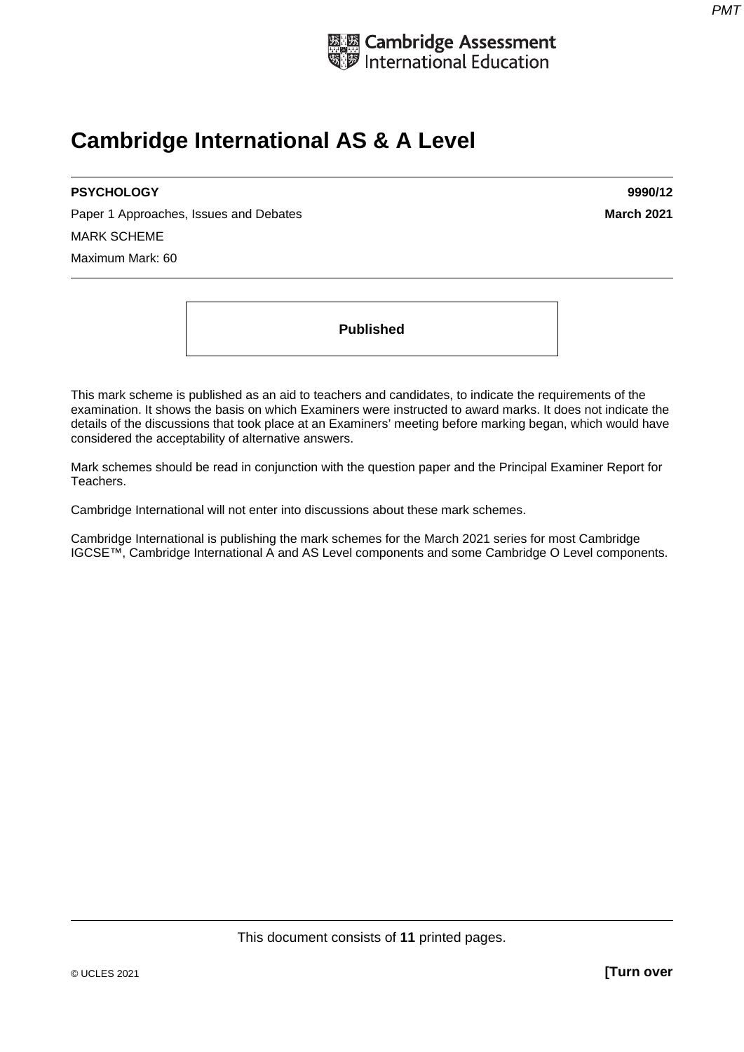Cambridge Assessment International Education

# Cambridge International AS & A Level

**PSYCHOLOGY** **9990/12**

Paper 1 Approaches, Issues and Debates **March 2021**

MARK SCHEME

Maximum Mark: 60

**Published**

This mark scheme is published as an aid to teachers and candidates, to indicate the requirements of the examination. It shows the basis on which Examiners were instructed to award marks. It does not indicate the details of the discussions that took place at an Examiners' meeting before marking began, which would have considered the acceptability of alternative answers.

Mark schemes should be read in conjunction with the question paper and the Principal Examiner Report for Teachers.

Cambridge International will not enter into discussions about these mark schemes.

Cambridge International is publishing the mark schemes for the March 2021 series for most Cambridge IGCSE™, Cambridge International A and AS Level components and some Cambridge O Level components.

This document consists of **11** printed pages.

© UCLES 2021 **[Turn over**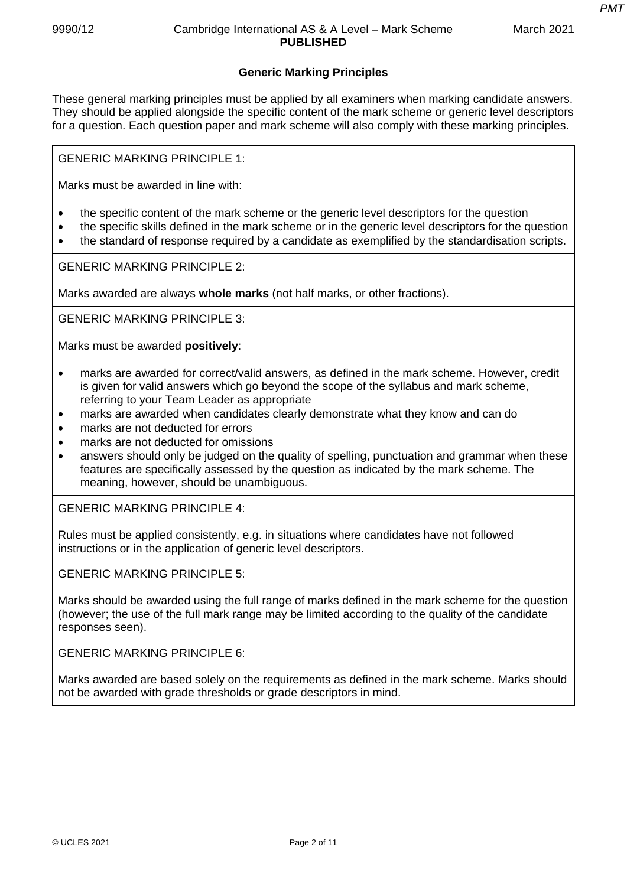## Generic Marking Principles

These general marking principles must be applied by all examiners when marking candidate answers. They should be applied alongside the specific content of the mark scheme or generic level descriptors for a question. Each question paper and mark scheme will also comply with these marking principles.

GENERIC MARKING PRINCIPLE 1:

Marks must be awarded in line with:

- the specific content of the mark scheme or the generic level descriptors for the question
- the specific skills defined in the mark scheme or in the generic level descriptors for the question
- the standard of response required by a candidate as exemplified by the standardisation scripts.

GENERIC MARKING PRINCIPLE 2:

Marks awarded are always **whole marks** (not half marks, or other fractions).

GENERIC MARKING PRINCIPLE 3:

Marks must be awarded **positively**:

- marks are awarded for correct/valid answers, as defined in the mark scheme. However, credit is given for valid answers which go beyond the scope of the syllabus and mark scheme, referring to your Team Leader as appropriate
- marks are awarded when candidates clearly demonstrate what they know and can do
- marks are not deducted for errors
- marks are not deducted for omissions
- answers should only be judged on the quality of spelling, punctuation and grammar when these features are specifically assessed by the question as indicated by the mark scheme. The meaning, however, should be unambiguous.

GENERIC MARKING PRINCIPLE 4:

Rules must be applied consistently, e.g. in situations where candidates have not followed instructions or in the application of generic level descriptors.

GENERIC MARKING PRINCIPLE 5:

Marks should be awarded using the full range of marks defined in the mark scheme for the question (however; the use of the full mark range may be limited according to the quality of the candidate responses seen).

GENERIC MARKING PRINCIPLE 6:

Marks awarded are based solely on the requirements as defined in the mark scheme. Marks should not be awarded with grade thresholds or grade descriptors in mind.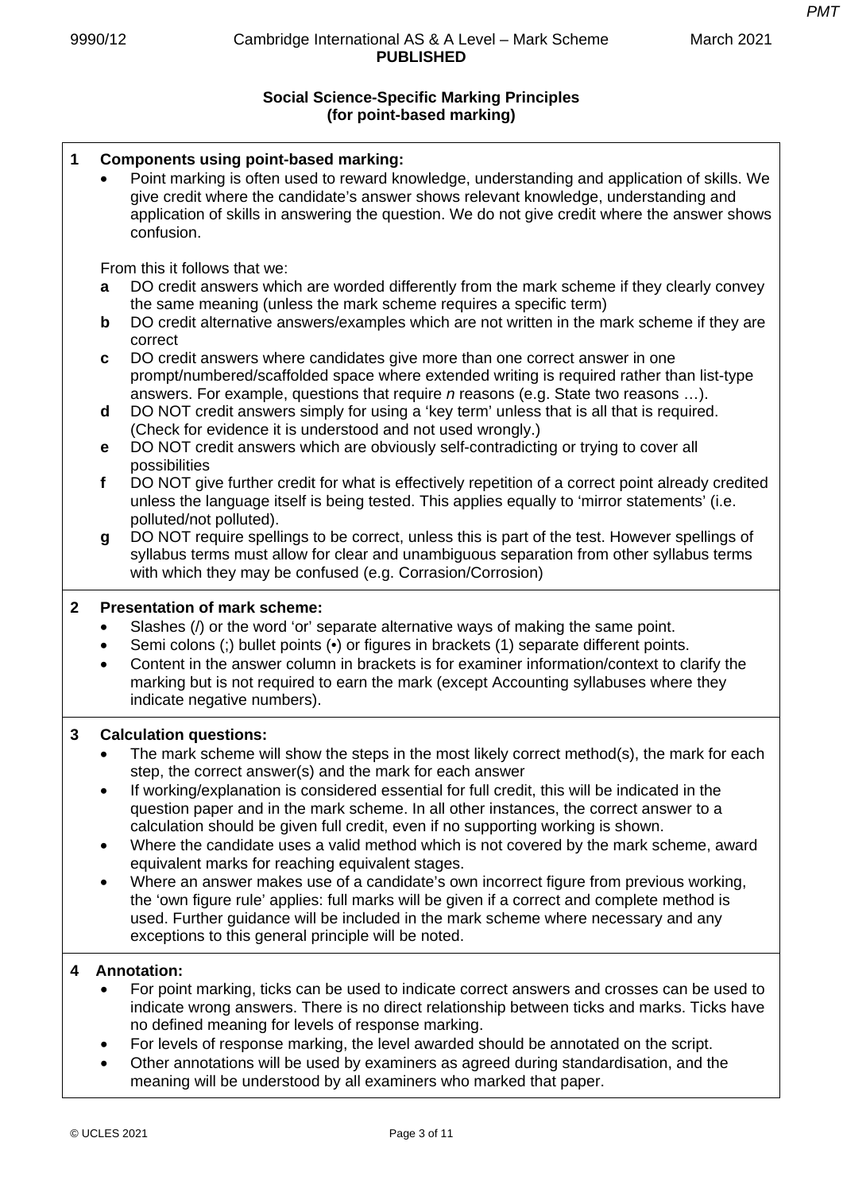## Social Science-Specific Marking Principles
## (for point-based marking)

**1 Components using point-based marking:**

- Point marking is often used to reward knowledge, understanding and application of skills. We give credit where the candidate's answer shows relevant knowledge, understanding and application of skills in answering the question. We do not give credit where the answer shows confusion.

From this it follows that we:

**a** DO credit answers which are worded differently from the mark scheme if they clearly convey the same meaning (unless the mark scheme requires a specific term)

**b** DO credit alternative answers/examples which are not written in the mark scheme if they are correct

**c** DO credit answers where candidates give more than one correct answer in one prompt/numbered/scaffolded space where extended writing is required rather than list-type answers. For example, questions that require *n* reasons (e.g. State two reasons …).

**d** DO NOT credit answers simply for using a 'key term' unless that is all that is required. (Check for evidence it is understood and not used wrongly.)

**e** DO NOT credit answers which are obviously self-contradicting or trying to cover all possibilities

**f** DO NOT give further credit for what is effectively repetition of a correct point already credited unless the language itself is being tested. This applies equally to 'mirror statements' (i.e. polluted/not polluted).

**g** DO NOT require spellings to be correct, unless this is part of the test. However spellings of syllabus terms must allow for clear and unambiguous separation from other syllabus terms with which they may be confused (e.g. Corrasion/Corrosion)

**2 Presentation of mark scheme:**

- Slashes (/) or the word 'or' separate alternative ways of making the same point.
- Semi colons (;) bullet points (•) or figures in brackets (1) separate different points.
- Content in the answer column in brackets is for examiner information/context to clarify the marking but is not required to earn the mark (except Accounting syllabuses where they indicate negative numbers).

**3 Calculation questions:**

- The mark scheme will show the steps in the most likely correct method(s), the mark for each step, the correct answer(s) and the mark for each answer
- If working/explanation is considered essential for full credit, this will be indicated in the question paper and in the mark scheme. In all other instances, the correct answer to a calculation should be given full credit, even if no supporting working is shown.
- Where the candidate uses a valid method which is not covered by the mark scheme, award equivalent marks for reaching equivalent stages.
- Where an answer makes use of a candidate's own incorrect figure from previous working, the 'own figure rule' applies: full marks will be given if a correct and complete method is used. Further guidance will be included in the mark scheme where necessary and any exceptions to this general principle will be noted.

**4 Annotation:**

- For point marking, ticks can be used to indicate correct answers and crosses can be used to indicate wrong answers. There is no direct relationship between ticks and marks. Ticks have no defined meaning for levels of response marking.
- For levels of response marking, the level awarded should be annotated on the script.
- Other annotations will be used by examiners as agreed during standardisation, and the meaning will be understood by all examiners who marked that paper.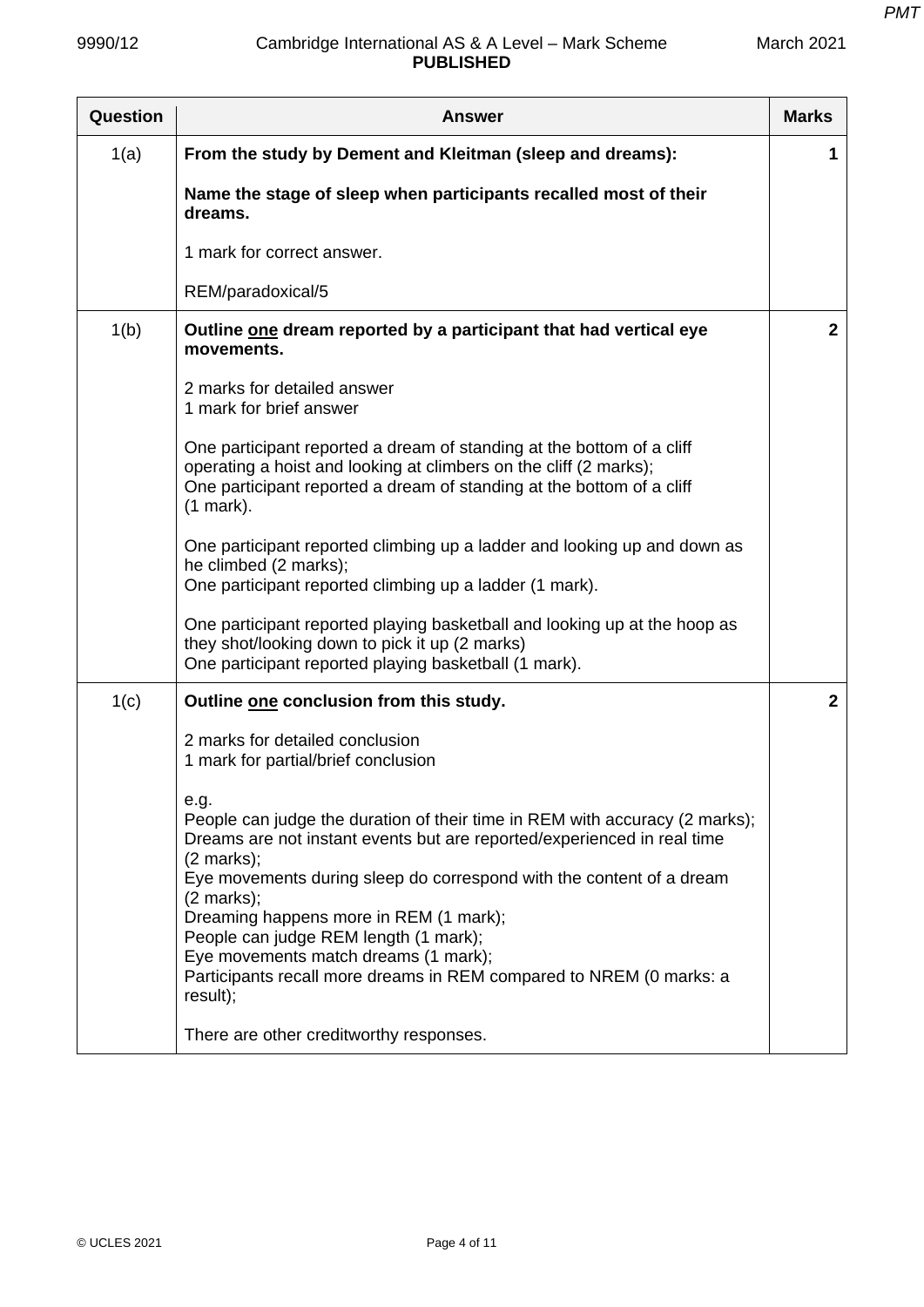| Question | Answer | Marks |
|---|---|---|
| 1(a) | **From the study by Dement and Kleitman (sleep and dreams):**<br><br>**Name the stage of sleep when participants recalled most of their dreams.**<br><br>1 mark for correct answer.<br><br>REM/paradoxical/5 | **1** |
| 1(b) | **Outline <u>one</u> dream reported by a participant that had vertical eye movements.**<br><br>2 marks for detailed answer<br>1 mark for brief answer<br><br>One participant reported a dream of standing at the bottom of a cliff operating a hoist and looking at climbers on the cliff (2 marks);<br>One participant reported a dream of standing at the bottom of a cliff (1 mark).<br><br>One participant reported climbing up a ladder and looking up and down as he climbed (2 marks);<br>One participant reported climbing up a ladder (1 mark).<br><br>One participant reported playing basketball and looking up at the hoop as they shot/looking down to pick it up (2 marks)<br>One participant reported playing basketball (1 mark). | **2** |
| 1(c) | **Outline <u>one</u> conclusion from this study.**<br><br>2 marks for detailed conclusion<br>1 mark for partial/brief conclusion<br><br>e.g.<br>People can judge the duration of their time in REM with accuracy (2 marks);<br>Dreams are not instant events but are reported/experienced in real time (2 marks);<br>Eye movements during sleep do correspond with the content of a dream (2 marks);<br>Dreaming happens more in REM (1 mark);<br>People can judge REM length (1 mark);<br>Eye movements match dreams (1 mark);<br>Participants recall more dreams in REM compared to NREM (0 marks: a result);<br><br>There are other creditworthy responses. | **2** |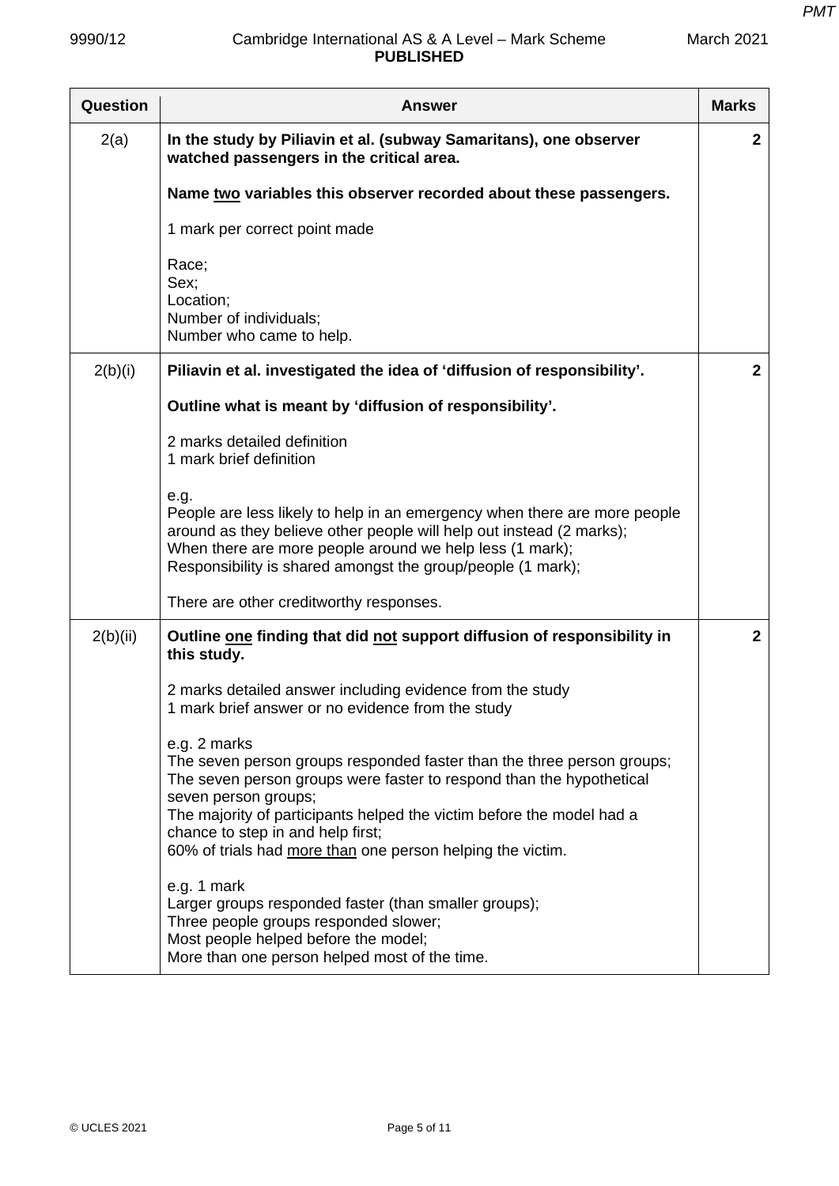| Question | Answer | Marks |
|---|---|---|
| 2(a) | **In the study by Piliavin et al. (subway Samaritans), one observer watched passengers in the critical area.**<br><br>**Name <u>two</u> variables this observer recorded about these passengers.**<br><br>1 mark per correct point made<br><br>Race;<br>Sex;<br>Location;<br>Number of individuals;<br>Number who came to help. | 2 |
| 2(b)(i) | **Piliavin et al. investigated the idea of 'diffusion of responsibility'.**<br><br>**Outline what is meant by 'diffusion of responsibility'.**<br><br>2 marks detailed definition<br>1 mark brief definition<br><br>e.g.<br>People are less likely to help in an emergency when there are more people around as they believe other people will help out instead (2 marks);<br>When there are more people around we help less (1 mark);<br>Responsibility is shared amongst the group/people (1 mark);<br><br>There are other creditworthy responses. | 2 |
| 2(b)(ii) | **Outline <u>one</u> finding that did <u>not</u> support diffusion of responsibility in this study.**<br><br>2 marks detailed answer including evidence from the study<br>1 mark brief answer or no evidence from the study<br><br>e.g. 2 marks<br>The seven person groups responded faster than the three person groups;<br>The seven person groups were faster to respond than the hypothetical seven person groups;<br>The majority of participants helped the victim before the model had a chance to step in and help first;<br>60% of trials had <u>more than</u> one person helping the victim.<br><br>e.g. 1 mark<br>Larger groups responded faster (than smaller groups);<br>Three people groups responded slower;<br>Most people helped before the model;<br>More than one person helped most of the time. | 2 |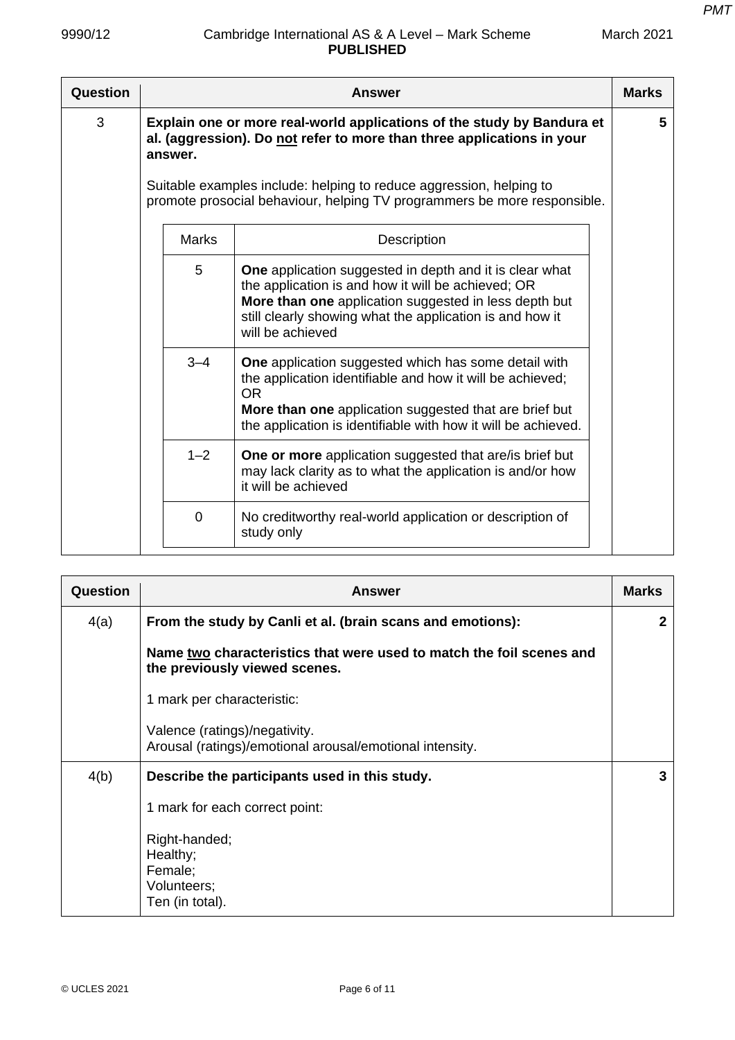| Question | Answer | Marks |
|---|---|---|
| 3 | **Explain one or more real-world applications of the study by Bandura et al. (aggression). Do not refer to more than three applications in your answer.**<br><br>Suitable examples include: helping to reduce aggression, helping to promote prosocial behaviour, helping TV programmers be more responsible. | 5 |

| Marks | Description |
|---|---|
| 5 | **One** application suggested in depth and it is clear what the application is and how it will be achieved; OR<br>**More than one** application suggested in less depth but still clearly showing what the application is and how it will be achieved |
| 3–4 | **One** application suggested which has some detail with the application identifiable and how it will be achieved; OR<br>**More than one** application suggested that are brief but the application is identifiable with how it will be achieved. |
| 1–2 | **One or more** application suggested that are/is brief but may lack clarity as to what the application is and/or how it will be achieved |
| 0 | No creditworthy real-world application or description of study only |

| Question | Answer | Marks |
|---|---|---|
| 4(a) | **From the study by Canli et al. (brain scans and emotions):**<br><br>**Name two characteristics that were used to match the foil scenes and the previously viewed scenes.**<br><br>1 mark per characteristic:<br><br>Valence (ratings)/negativity.<br>Arousal (ratings)/emotional arousal/emotional intensity. | 2 |
| 4(b) | **Describe the participants used in this study.**<br><br>1 mark for each correct point:<br><br>Right-handed;<br>Healthy;<br>Female;<br>Volunteers;<br>Ten (in total). | 3 |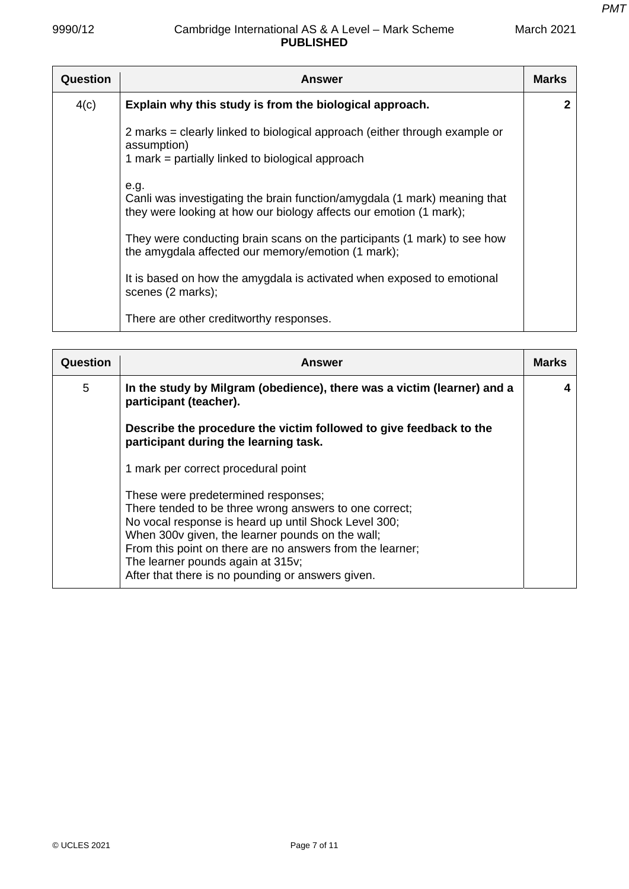| Question | Answer | Marks |
|---|---|---|
| 4(c) | **Explain why this study is from the biological approach.**<br><br>2 marks = clearly linked to biological approach (either through example or assumption)<br>1 mark = partially linked to biological approach<br><br>e.g.<br>Canli was investigating the brain function/amygdala (1 mark) meaning that they were looking at how our biology affects our emotion (1 mark);<br><br>They were conducting brain scans on the participants (1 mark) to see how the amygdala affected our memory/emotion (1 mark);<br><br>It is based on how the amygdala is activated when exposed to emotional scenes (2 marks);<br><br>There are other creditworthy responses. | 2 |

| Question | Answer | Marks |
|---|---|---|
| 5 | **In the study by Milgram (obedience), there was a victim (learner) and a participant (teacher).**<br><br>**Describe the procedure the victim followed to give feedback to the participant during the learning task.**<br><br>1 mark per correct procedural point<br><br>These were predetermined responses;<br>There tended to be three wrong answers to one correct;<br>No vocal response is heard up until Shock Level 300;<br>When 300v given, the learner pounds on the wall;<br>From this point on there are no answers from the learner;<br>The learner pounds again at 315v;<br>After that there is no pounding or answers given. | 4 |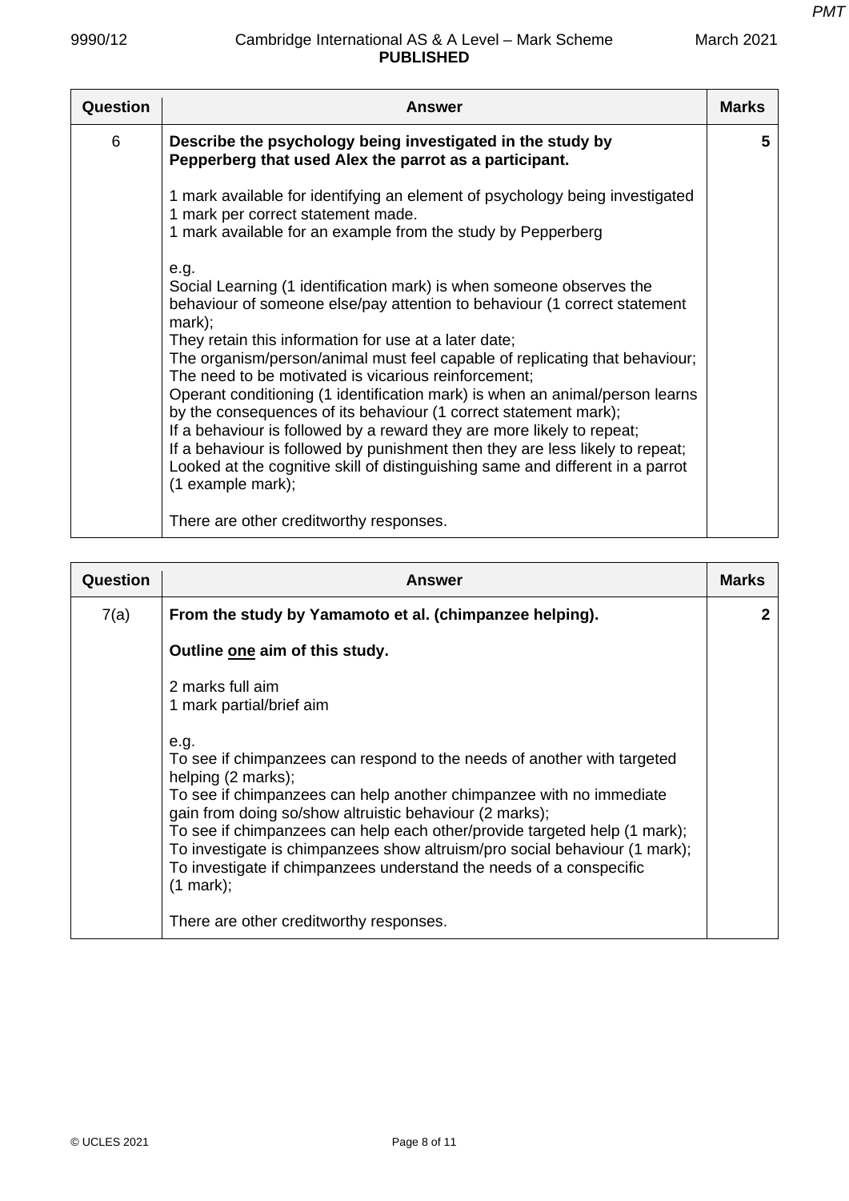| Question | Answer | Marks |
|---|---|---|
| 6 | **Describe the psychology being investigated in the study by Pepperberg that used Alex the parrot as a participant.**<br><br>1 mark available for identifying an element of psychology being investigated<br>1 mark per correct statement made.<br>1 mark available for an example from the study by Pepperberg<br><br>e.g.<br>Social Learning (1 identification mark) is when someone observes the behaviour of someone else/pay attention to behaviour (1 correct statement mark);<br>They retain this information for use at a later date;<br>The organism/person/animal must feel capable of replicating that behaviour;<br>The need to be motivated is vicarious reinforcement;<br>Operant conditioning (1 identification mark) is when an animal/person learns by the consequences of its behaviour (1 correct statement mark);<br>If a behaviour is followed by a reward they are more likely to repeat;<br>If a behaviour is followed by punishment then they are less likely to repeat;<br>Looked at the cognitive skill of distinguishing same and different in a parrot (1 example mark);<br><br>There are other creditworthy responses. | 5 |

| Question | Answer | Marks |
|---|---|---|
| 7(a) | **From the study by Yamamoto et al. (chimpanzee helping).**<br><br>**Outline <u>one</u> aim of this study.**<br><br>2 marks full aim<br>1 mark partial/brief aim<br><br>e.g.<br>To see if chimpanzees can respond to the needs of another with targeted helping (2 marks);<br>To see if chimpanzees can help another chimpanzee with no immediate gain from doing so/show altruistic behaviour (2 marks);<br>To see if chimpanzees can help each other/provide targeted help (1 mark);<br>To investigate is chimpanzees show altruism/pro social behaviour (1 mark);<br>To investigate if chimpanzees understand the needs of a conspecific (1 mark);<br><br>There are other creditworthy responses. | 2 |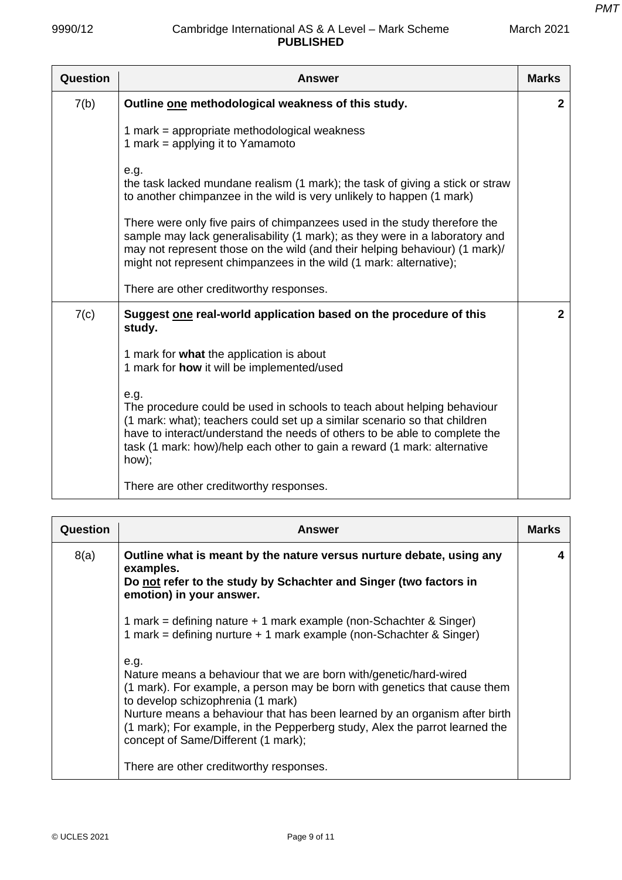| Question | Answer | Marks |
|---|---|---|
| 7(b) | **Outline one methodological weakness of this study.**<br><br>1 mark = appropriate methodological weakness<br>1 mark = applying it to Yamamoto<br><br>e.g.<br>the task lacked mundane realism (1 mark); the task of giving a stick or straw to another chimpanzee in the wild is very unlikely to happen (1 mark)<br><br>There were only five pairs of chimpanzees used in the study therefore the sample may lack generalisability (1 mark); as they were in a laboratory and may not represent those on the wild (and their helping behaviour) (1 mark)/ might not represent chimpanzees in the wild (1 mark: alternative);<br><br>There are other creditworthy responses. | 2 |
| 7(c) | **Suggest one real-world application based on the procedure of this study.**<br><br>1 mark for **what** the application is about<br>1 mark for **how** it will be implemented/used<br><br>e.g.<br>The procedure could be used in schools to teach about helping behaviour (1 mark: what); teachers could set up a similar scenario so that children have to interact/understand the needs of others to be able to complete the task (1 mark: how)/help each other to gain a reward (1 mark: alternative how);<br><br>There are other creditworthy responses. | 2 |

| Question | Answer | Marks |
|---|---|---|
| 8(a) | **Outline what is meant by the nature versus nurture debate, using any examples.**<br>**Do not refer to the study by Schachter and Singer (two factors in emotion) in your answer.**<br><br>1 mark = defining nature + 1 mark example (non-Schachter & Singer)<br>1 mark = defining nurture + 1 mark example (non-Schachter & Singer)<br><br>e.g.<br>Nature means a behaviour that we are born with/genetic/hard-wired (1 mark). For example, a person may be born with genetics that cause them to develop schizophrenia (1 mark)<br>Nurture means a behaviour that has been learned by an organism after birth (1 mark); For example, in the Pepperberg study, Alex the parrot learned the concept of Same/Different (1 mark);<br><br>There are other creditworthy responses. | 4 |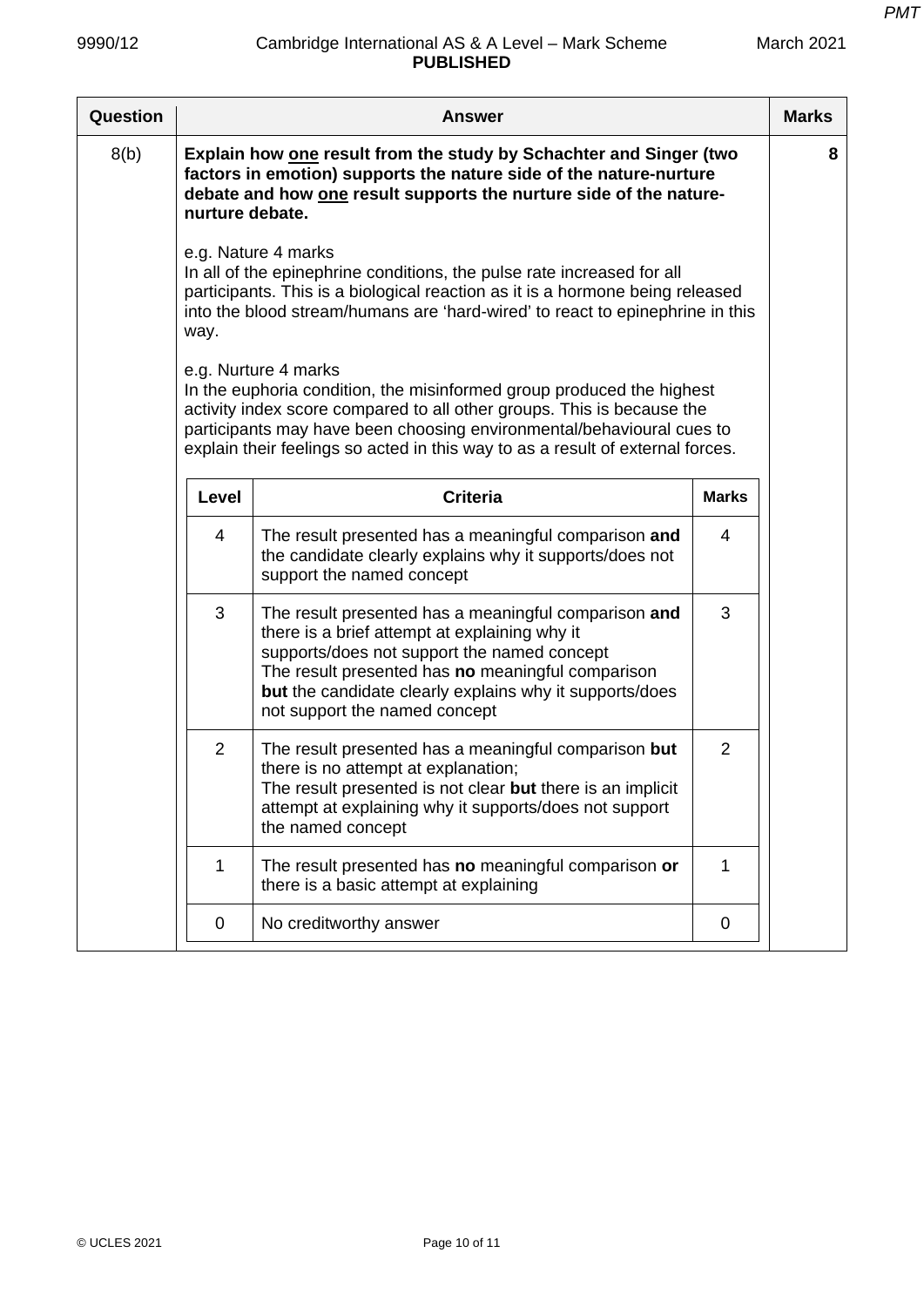| Question | Answer | Marks |
|---|---|---|
| 8(b) | **Explain how one result from the study by Schachter and Singer (two factors in emotion) supports the nature side of the nature-nurture debate and how one result supports the nurture side of the nature-nurture debate.**<br><br>e.g. Nature 4 marks<br>In all of the epinephrine conditions, the pulse rate increased for all participants. This is a biological reaction as it is a hormone being released into the blood stream/humans are 'hard-wired' to react to epinephrine in this way.<br><br>e.g. Nurture 4 marks<br>In the euphoria condition, the misinformed group produced the highest activity index score compared to all other groups. This is because the participants may have been choosing environmental/behavioural cues to explain their feelings so acted in this way to as a result of external forces. | 8 |

| Level | Criteria | Marks |
|---|---|---|
| 4 | The result presented has a meaningful comparison **and** the candidate clearly explains why it supports/does not support the named concept | 4 |
| 3 | The result presented has a meaningful comparison **and** there is a brief attempt at explaining why it supports/does not support the named concept<br>The result presented has **no** meaningful comparison **but** the candidate clearly explains why it supports/does not support the named concept | 3 |
| 2 | The result presented has a meaningful comparison **but** there is no attempt at explanation;<br>The result presented is not clear **but** there is an implicit attempt at explaining why it supports/does not support the named concept | 2 |
| 1 | The result presented has **no** meaningful comparison **or** there is a basic attempt at explaining | 1 |
| 0 | No creditworthy answer | 0 |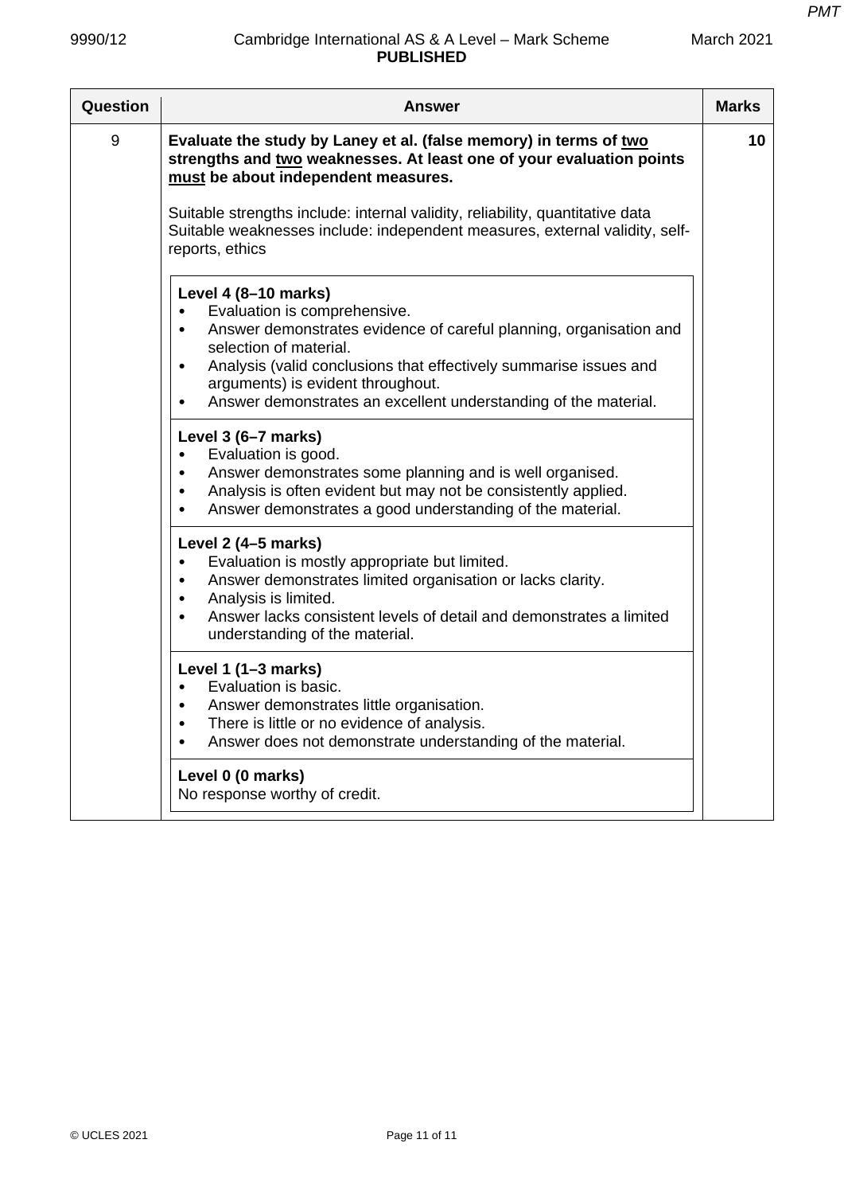| Question | Answer | Marks |
|---|---|---|
| 9 | **Evaluate the study by Laney et al. (false memory) in terms of <u>two</u> strengths and <u>two</u> weaknesses. At least one of your evaluation points <u>must</u> be about independent measures.**<br><br>Suitable strengths include: internal validity, reliability, quantitative data<br>Suitable weaknesses include: independent measures, external validity, self-reports, ethics<br><br>**Level 4 (8–10 marks)**<br>• Evaluation is comprehensive.<br>• Answer demonstrates evidence of careful planning, organisation and selection of material.<br>• Analysis (valid conclusions that effectively summarise issues and arguments) is evident throughout.<br>• Answer demonstrates an excellent understanding of the material.<br><br>**Level 3 (6–7 marks)**<br>• Evaluation is good.<br>• Answer demonstrates some planning and is well organised.<br>• Analysis is often evident but may not be consistently applied.<br>• Answer demonstrates a good understanding of the material.<br><br>**Level 2 (4–5 marks)**<br>• Evaluation is mostly appropriate but limited.<br>• Answer demonstrates limited organisation or lacks clarity.<br>• Analysis is limited.<br>• Answer lacks consistent levels of detail and demonstrates a limited understanding of the material.<br><br>**Level 1 (1–3 marks)**<br>• Evaluation is basic.<br>• Answer demonstrates little organisation.<br>• There is little or no evidence of analysis.<br>• Answer does not demonstrate understanding of the material.<br><br>**Level 0 (0 marks)**<br>No response worthy of credit. | 10 |